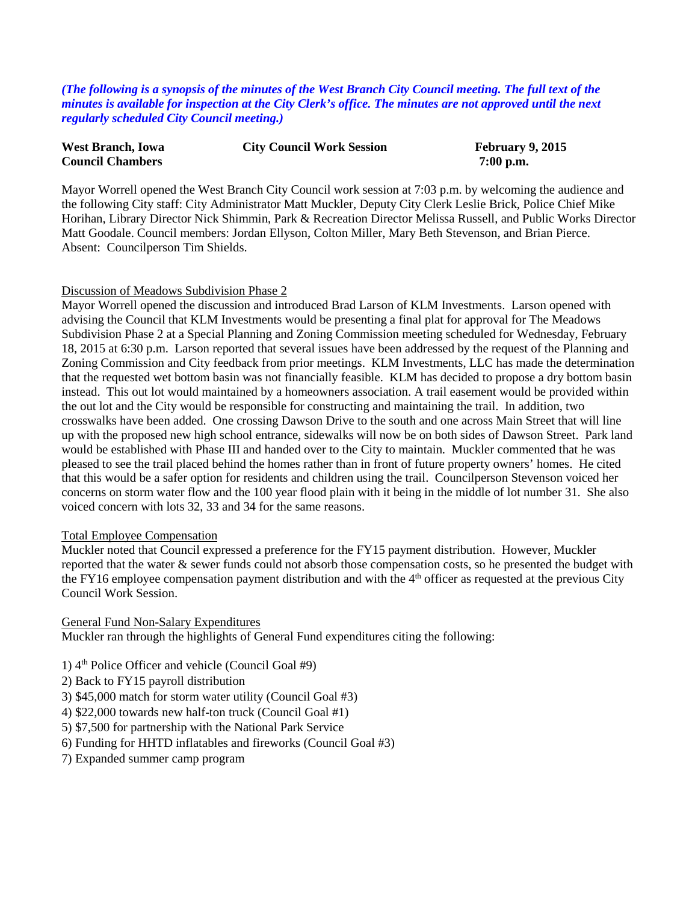*(The following is a synopsis of the minutes of the West Branch City Council meeting. The full text of the minutes is available for inspection at the City Clerk's office. The minutes are not approved until the next regularly scheduled City Council meeting.)*

**West Branch, Iowa** **City Council Work Session** **February 9, 2015**
**Council Chambers** **7:00 p.m.**

Mayor Worrell opened the West Branch City Council work session at 7:03 p.m. by welcoming the audience and the following City staff: City Administrator Matt Muckler, Deputy City Clerk Leslie Brick, Police Chief Mike Horihan, Library Director Nick Shimmin, Park & Recreation Director Melissa Russell, and Public Works Director Matt Goodale. Council members: Jordan Ellyson, Colton Miller, Mary Beth Stevenson, and Brian Pierce. Absent: Councilperson Tim Shields.

Discussion of Meadows Subdivision Phase 2
Mayor Worrell opened the discussion and introduced Brad Larson of KLM Investments. Larson opened with advising the Council that KLM Investments would be presenting a final plat for approval for The Meadows Subdivision Phase 2 at a Special Planning and Zoning Commission meeting scheduled for Wednesday, February 18, 2015 at 6:30 p.m. Larson reported that several issues have been addressed by the request of the Planning and Zoning Commission and City feedback from prior meetings. KLM Investments, LLC has made the determination that the requested wet bottom basin was not financially feasible. KLM has decided to propose a dry bottom basin instead. This out lot would maintained by a homeowners association. A trail easement would be provided within the out lot and the City would be responsible for constructing and maintaining the trail. In addition, two crosswalks have been added. One crossing Dawson Drive to the south and one across Main Street that will line up with the proposed new high school entrance, sidewalks will now be on both sides of Dawson Street. Park land would be established with Phase III and handed over to the City to maintain. Muckler commented that he was pleased to see the trail placed behind the homes rather than in front of future property owners' homes. He cited that this would be a safer option for residents and children using the trail. Councilperson Stevenson voiced her concerns on storm water flow and the 100 year flood plain with it being in the middle of lot number 31. She also voiced concern with lots 32, 33 and 34 for the same reasons.

Total Employee Compensation
Muckler noted that Council expressed a preference for the FY15 payment distribution. However, Muckler reported that the water & sewer funds could not absorb those compensation costs, so he presented the budget with the FY16 employee compensation payment distribution and with the 4th officer as requested at the previous City Council Work Session.

General Fund Non-Salary Expenditures
Muckler ran through the highlights of General Fund expenditures citing the following:

1) 4th Police Officer and vehicle (Council Goal #9)
2) Back to FY15 payroll distribution
3) $45,000 match for storm water utility (Council Goal #3)
4) $22,000 towards new half-ton truck (Council Goal #1)
5) $7,500 for partnership with the National Park Service
6) Funding for HHTD inflatables and fireworks (Council Goal #3)
7) Expanded summer camp program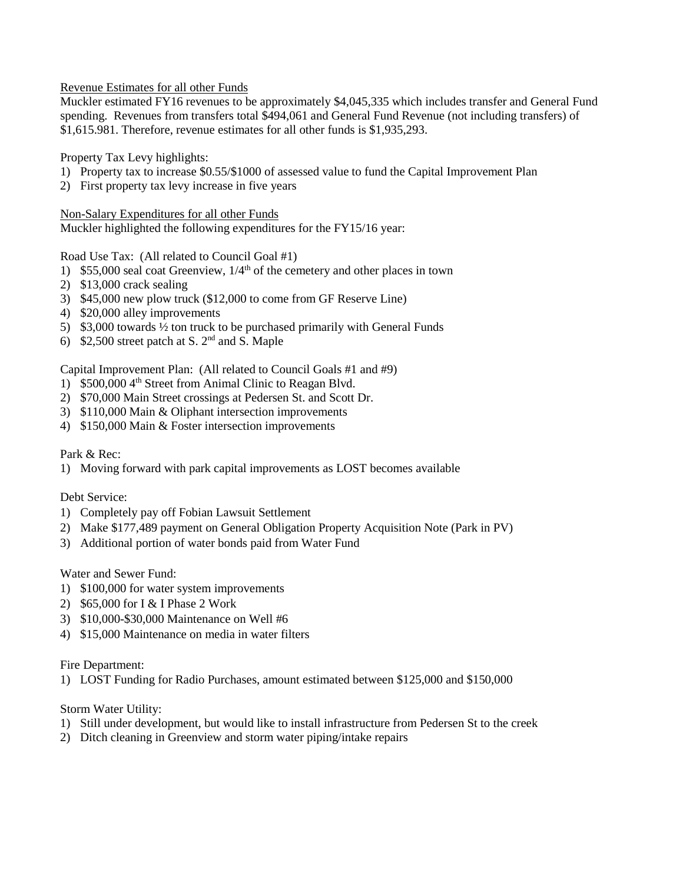Revenue Estimates for all other Funds

Muckler estimated FY16 revenues to be approximately $4,045,335 which includes transfer and General Fund spending. Revenues from transfers total $494,061 and General Fund Revenue (not including transfers) of $1,615.981. Therefore, revenue estimates for all other funds is $1,935,293.

Property Tax Levy highlights:

1) Property tax to increase $0.55/$1000 of assessed value to fund the Capital Improvement Plan
2) First property tax levy increase in five years

Non-Salary Expenditures for all other Funds

Muckler highlighted the following expenditures for the FY15/16 year:

Road Use Tax: (All related to Council Goal #1)

1) $55,000 seal coat Greenview, 1/4th of the cemetery and other places in town
2) $13,000 crack sealing
3) $45,000 new plow truck ($12,000 to come from GF Reserve Line)
4) $20,000 alley improvements
5) $3,000 towards ½ ton truck to be purchased primarily with General Funds
6) $2,500 street patch at S. 2nd and S. Maple

Capital Improvement Plan: (All related to Council Goals #1 and #9)

1) $500,000 4th Street from Animal Clinic to Reagan Blvd.
2) $70,000 Main Street crossings at Pedersen St. and Scott Dr.
3) $110,000 Main & Oliphant intersection improvements
4) $150,000 Main & Foster intersection improvements

Park & Rec:

1) Moving forward with park capital improvements as LOST becomes available

Debt Service:

1) Completely pay off Fobian Lawsuit Settlement
2) Make $177,489 payment on General Obligation Property Acquisition Note (Park in PV)
3) Additional portion of water bonds paid from Water Fund

Water and Sewer Fund:

1) $100,000 for water system improvements
2) $65,000 for I & I Phase 2 Work
3) $10,000-$30,000 Maintenance on Well #6
4) $15,000 Maintenance on media in water filters

Fire Department:

1) LOST Funding for Radio Purchases, amount estimated between $125,000 and $150,000

Storm Water Utility:

1) Still under development, but would like to install infrastructure from Pedersen St to the creek
2) Ditch cleaning in Greenview and storm water piping/intake repairs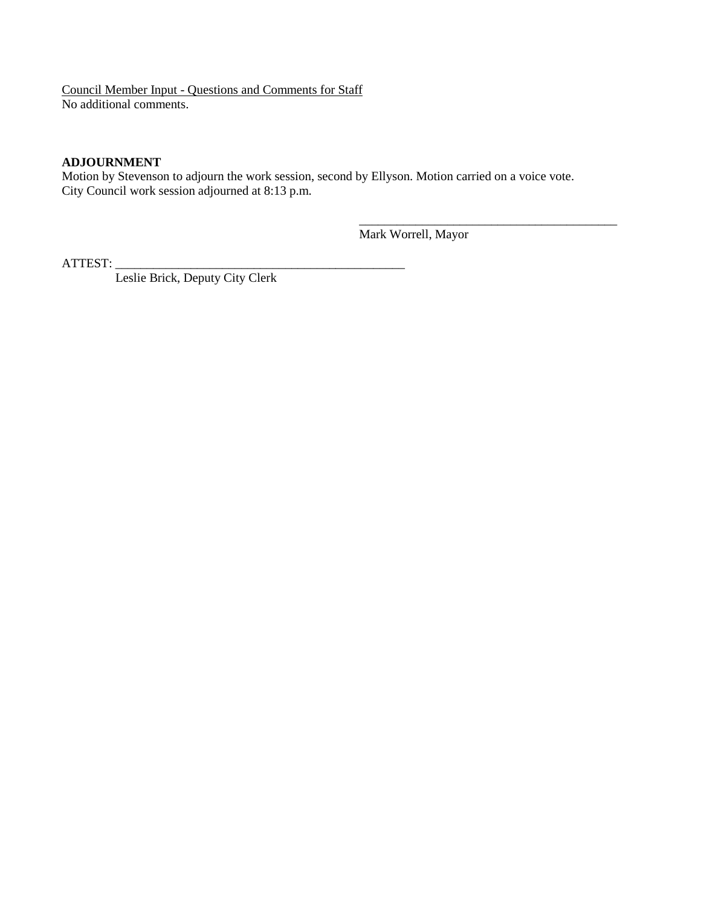<u>Council Member Input - Questions and Comments for Staff</u>
No additional comments.

**ADJOURNMENT**
Motion by Stevenson to adjourn the work session, second by Ellyson. Motion carried on a voice vote.
City Council work session adjourned at 8:13 p.m.

\_\_\_\_\_\_\_\_\_\_\_\_\_\_\_\_\_\_\_\_\_\_\_\_\_\_\_\_\_\_\_\_\_\_\_\_\_\_\_\_\_\_
Mark Worrell, Mayor

ATTEST: \_\_\_\_\_\_\_\_\_\_\_\_\_\_\_\_\_\_\_\_\_\_\_\_\_\_\_\_\_\_\_\_\_\_\_\_\_\_\_\_\_\_\_\_\_\_
Leslie Brick, Deputy City Clerk